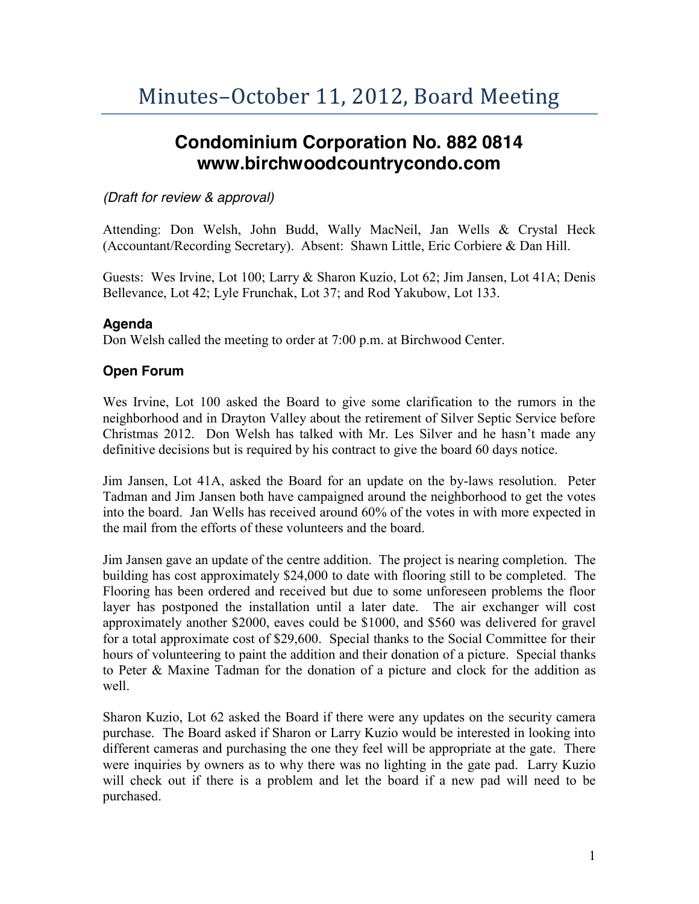# Minutes–October 11, 2012, Board Meeting

## Condominium Corporation No. 882 0814
## www.birchwoodcountrycondo.com

*(Draft for review & approval)*

Attending: Don Welsh, John Budd, Wally MacNeil, Jan Wells & Crystal Heck (Accountant/Recording Secretary). Absent: Shawn Little, Eric Corbiere & Dan Hill.

Guests: Wes Irvine, Lot 100; Larry & Sharon Kuzio, Lot 62; Jim Jansen, Lot 41A; Denis Bellevance, Lot 42; Lyle Frunchak, Lot 37; and Rod Yakubow, Lot 133.

### Agenda

Don Welsh called the meeting to order at 7:00 p.m. at Birchwood Center.

### Open Forum

Wes Irvine, Lot 100 asked the Board to give some clarification to the rumors in the neighborhood and in Drayton Valley about the retirement of Silver Septic Service before Christmas 2012. Don Welsh has talked with Mr. Les Silver and he hasn't made any definitive decisions but is required by his contract to give the board 60 days notice.

Jim Jansen, Lot 41A, asked the Board for an update on the by-laws resolution. Peter Tadman and Jim Jansen both have campaigned around the neighborhood to get the votes into the board. Jan Wells has received around 60% of the votes in with more expected in the mail from the efforts of these volunteers and the board.

Jim Jansen gave an update of the centre addition. The project is nearing completion. The building has cost approximately $24,000 to date with flooring still to be completed. The Flooring has been ordered and received but due to some unforeseen problems the floor layer has postponed the installation until a later date. The air exchanger will cost approximately another $2000, eaves could be $1000, and $560 was delivered for gravel for a total approximate cost of $29,600. Special thanks to the Social Committee for their hours of volunteering to paint the addition and their donation of a picture. Special thanks to Peter & Maxine Tadman for the donation of a picture and clock for the addition as well.

Sharon Kuzio, Lot 62 asked the Board if there were any updates on the security camera purchase. The Board asked if Sharon or Larry Kuzio would be interested in looking into different cameras and purchasing the one they feel will be appropriate at the gate. There were inquiries by owners as to why there was no lighting in the gate pad. Larry Kuzio will check out if there is a problem and let the board if a new pad will need to be purchased.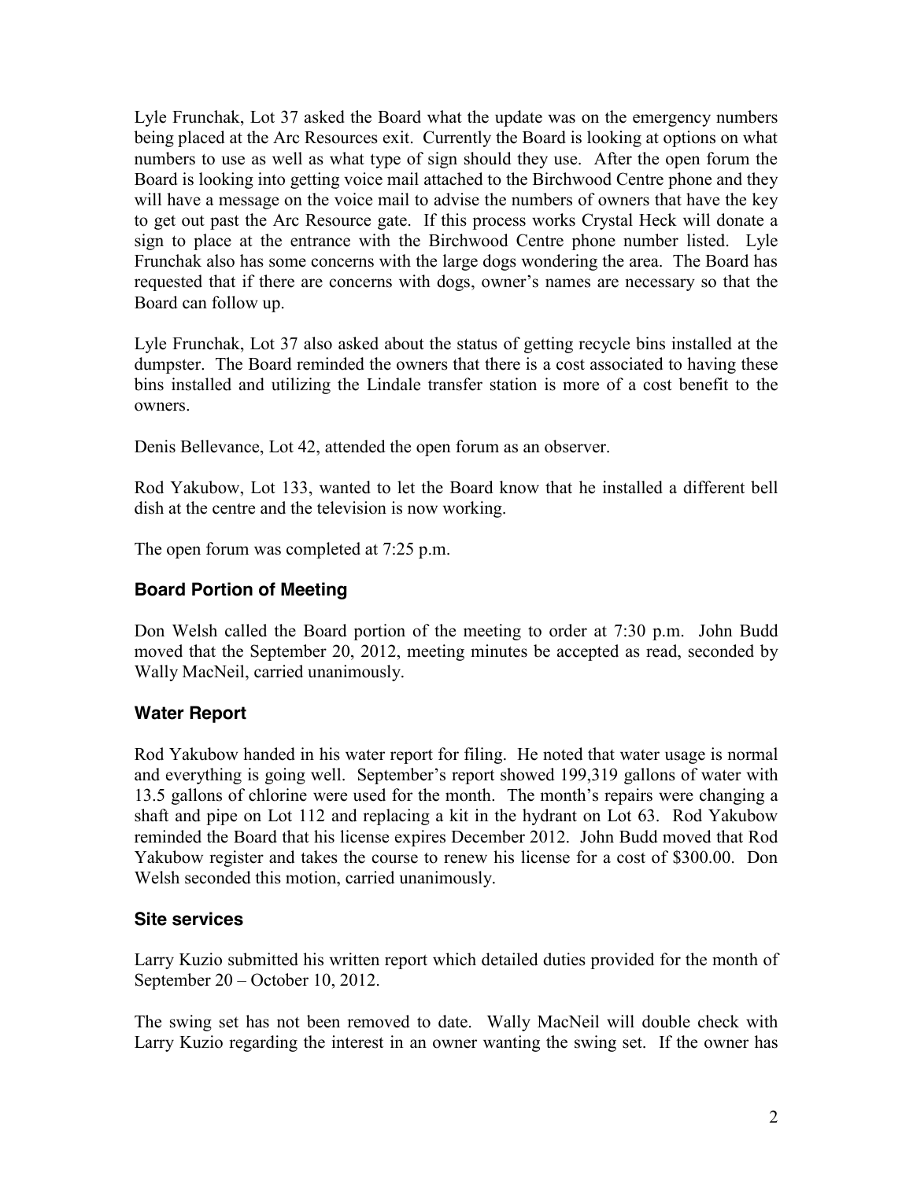Lyle Frunchak, Lot 37 asked the Board what the update was on the emergency numbers being placed at the Arc Resources exit. Currently the Board is looking at options on what numbers to use as well as what type of sign should they use. After the open forum the Board is looking into getting voice mail attached to the Birchwood Centre phone and they will have a message on the voice mail to advise the numbers of owners that have the key to get out past the Arc Resource gate. If this process works Crystal Heck will donate a sign to place at the entrance with the Birchwood Centre phone number listed. Lyle Frunchak also has some concerns with the large dogs wondering the area. The Board has requested that if there are concerns with dogs, owner's names are necessary so that the Board can follow up.

Lyle Frunchak, Lot 37 also asked about the status of getting recycle bins installed at the dumpster. The Board reminded the owners that there is a cost associated to having these bins installed and utilizing the Lindale transfer station is more of a cost benefit to the owners.

Denis Bellevance, Lot 42, attended the open forum as an observer.

Rod Yakubow, Lot 133, wanted to let the Board know that he installed a different bell dish at the centre and the television is now working.

The open forum was completed at 7:25 p.m.

## Board Portion of Meeting

Don Welsh called the Board portion of the meeting to order at 7:30 p.m. John Budd moved that the September 20, 2012, meeting minutes be accepted as read, seconded by Wally MacNeil, carried unanimously.

## Water Report

Rod Yakubow handed in his water report for filing. He noted that water usage is normal and everything is going well. September's report showed 199,319 gallons of water with 13.5 gallons of chlorine were used for the month. The month's repairs were changing a shaft and pipe on Lot 112 and replacing a kit in the hydrant on Lot 63. Rod Yakubow reminded the Board that his license expires December 2012. John Budd moved that Rod Yakubow register and takes the course to renew his license for a cost of $300.00. Don Welsh seconded this motion, carried unanimously.

## Site services

Larry Kuzio submitted his written report which detailed duties provided for the month of September 20 – October 10, 2012.

The swing set has not been removed to date. Wally MacNeil will double check with Larry Kuzio regarding the interest in an owner wanting the swing set. If the owner has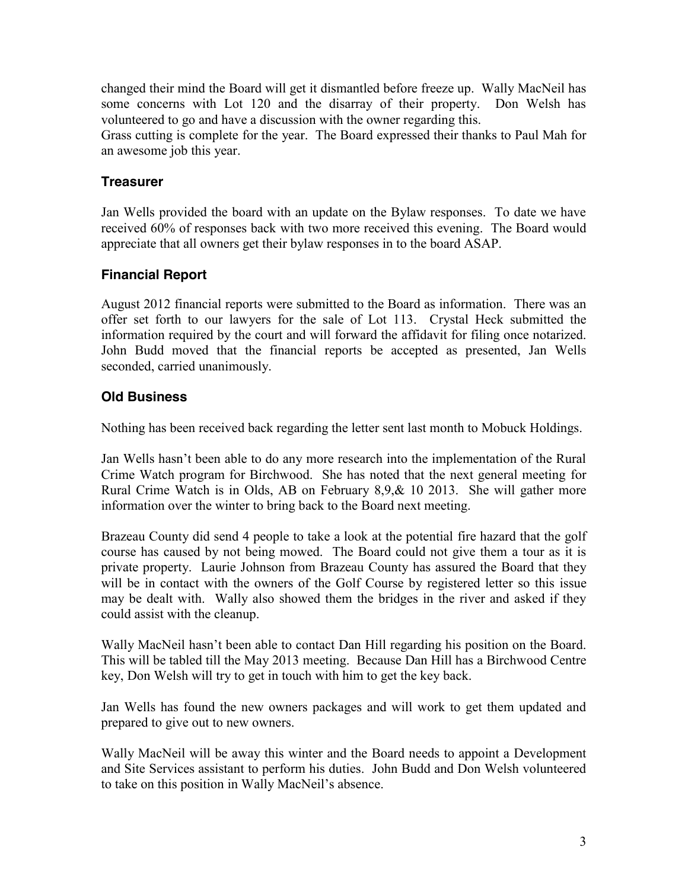changed their mind the Board will get it dismantled before freeze up. Wally MacNeil has some concerns with Lot 120 and the disarray of their property. Don Welsh has volunteered to go and have a discussion with the owner regarding this.
Grass cutting is complete for the year. The Board expressed their thanks to Paul Mah for an awesome job this year.

### Treasurer

Jan Wells provided the board with an update on the Bylaw responses. To date we have received 60% of responses back with two more received this evening. The Board would appreciate that all owners get their bylaw responses in to the board ASAP.

### Financial Report

August 2012 financial reports were submitted to the Board as information. There was an offer set forth to our lawyers for the sale of Lot 113. Crystal Heck submitted the information required by the court and will forward the affidavit for filing once notarized. John Budd moved that the financial reports be accepted as presented, Jan Wells seconded, carried unanimously.

### Old Business

Nothing has been received back regarding the letter sent last month to Mobuck Holdings.

Jan Wells hasn't been able to do any more research into the implementation of the Rural Crime Watch program for Birchwood. She has noted that the next general meeting for Rural Crime Watch is in Olds, AB on February 8,9,& 10 2013. She will gather more information over the winter to bring back to the Board next meeting.

Brazeau County did send 4 people to take a look at the potential fire hazard that the golf course has caused by not being mowed. The Board could not give them a tour as it is private property. Laurie Johnson from Brazeau County has assured the Board that they will be in contact with the owners of the Golf Course by registered letter so this issue may be dealt with. Wally also showed them the bridges in the river and asked if they could assist with the cleanup.

Wally MacNeil hasn't been able to contact Dan Hill regarding his position on the Board. This will be tabled till the May 2013 meeting. Because Dan Hill has a Birchwood Centre key, Don Welsh will try to get in touch with him to get the key back.

Jan Wells has found the new owners packages and will work to get them updated and prepared to give out to new owners.

Wally MacNeil will be away this winter and the Board needs to appoint a Development and Site Services assistant to perform his duties. John Budd and Don Welsh volunteered to take on this position in Wally MacNeil's absence.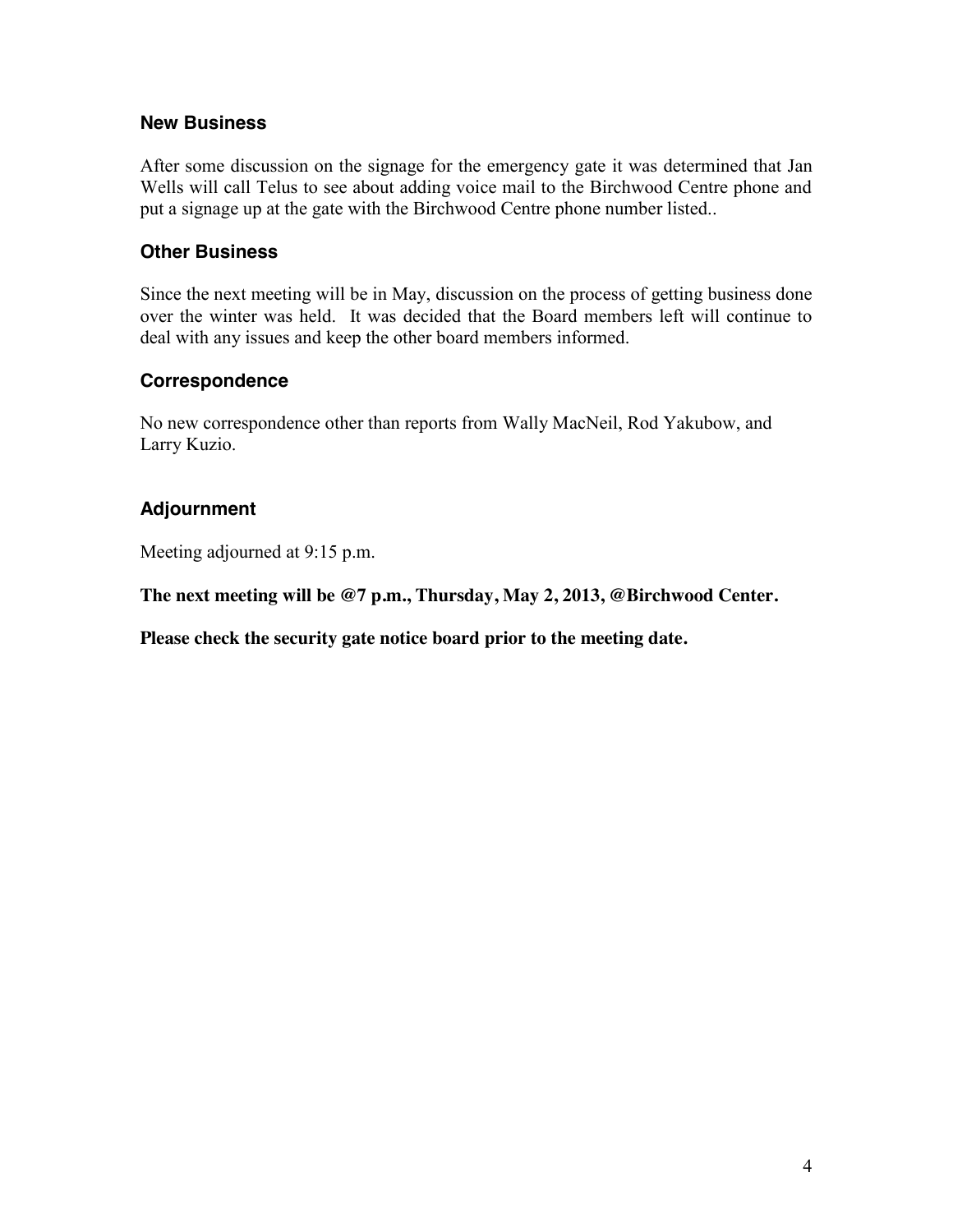## New Business

After some discussion on the signage for the emergency gate it was determined that Jan Wells will call Telus to see about adding voice mail to the Birchwood Centre phone and put a signage up at the gate with the Birchwood Centre phone number listed..

## Other Business

Since the next meeting will be in May, discussion on the process of getting business done over the winter was held. It was decided that the Board members left will continue to deal with any issues and keep the other board members informed.

## Correspondence

No new correspondence other than reports from Wally MacNeil, Rod Yakubow, and Larry Kuzio.

## Adjournment

Meeting adjourned at 9:15 p.m.

**The next meeting will be @7 p.m., Thursday, May 2, 2013, @Birchwood Center.**

**Please check the security gate notice board prior to the meeting date.**